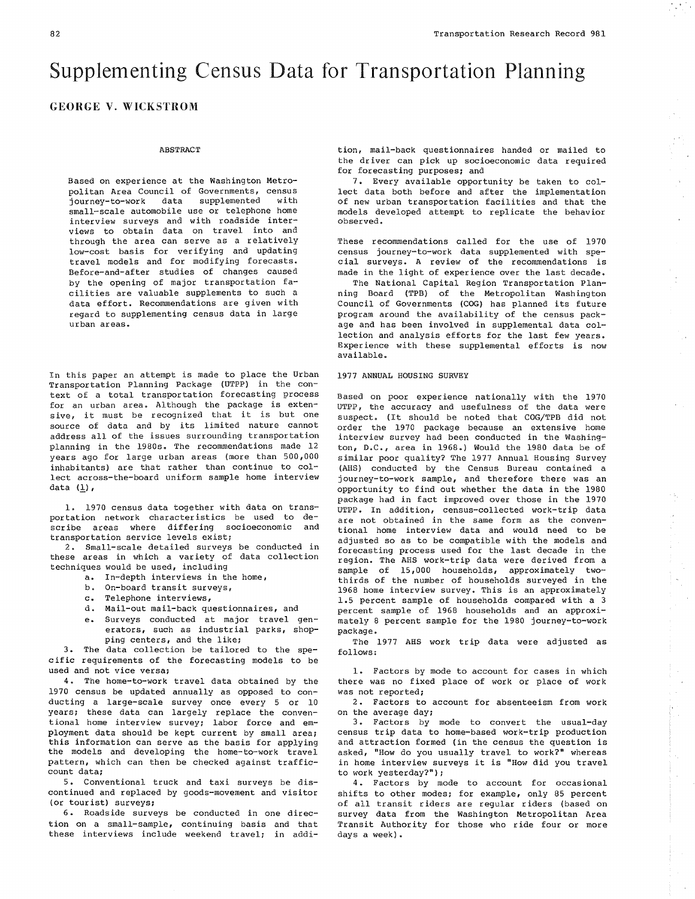# Supplementing Census Data for Transportation Planning

GEORGE V. WICKSTROM

## ABSTRACT

Based on experience at the Washington Metropolitan Area Council of Governments, census journey-to-work data supplemented with small-scale automobile use or telephone home interview surveys and with roadside interviews to obtain data on travel into and through the area can serve as a relatively low-cost basis for verifying and updating travel models and for modifying forecasts. Before-and-after studies of changes caused by the opening of major transportation facilities are valuable supplements to such a data effort. Recommendations are given with regard to supplementing census data in large urban areas.

In this paper an attempt is made to place the Urban Transportation Planning Package (UTPP) in the context of a total transportation forecasting process for an urban area. Although the package is extensive, it must be recognized that it is but one source of data and by its limited nature cannot address all of the issues surrounding transportation planning in the 1980s. The recommendations made 12 years ago for large urban areas (more than 500,000 inhabitants) are that rather than continue to collect across-the-board uniform sample home interview data (1),

1. 1970 census data together with data on transportation network characteristics be used to describe areas where differing socioeconomic and transportation service levels exist;
2. Small-scale detailed surveys be conducted in these areas in which a variety of data collection techniques would be used, including
   a. In-depth interviews in the home,
   b. On-board transit surveys,
   c. Telephone interviews,
   d. Mail-out mail-back questionnaires, and
   e. Surveys conducted at major travel generators, such as industrial parks, shopping centers, and the like;
3. The data collection be tailored to the specific requirements of the forecasting models to be used and not vice versa;
4. The home-to-work travel data obtained by the 1970 census be updated annually as opposed to conducting a large-scale survey once every 5 or 10 years; these data can largely replace the conventional home interview survey; labor force and employment data should be kept current by small area; this information can serve as the basis for applying the models and developing the home-to-work travel pattern, which can then be checked against traffic-count data;
5. Conventional truck and taxi surveys be discontinued and replaced by goods-movement and visitor (or tourist) surveys;
6. Roadside surveys be conducted in one direction on a small-sample, continuing basis and that these interviews include weekend travel; in addition, mail-back questionnaires handed or mailed to the driver can pick up socioeconomic data required for forecasting purposes; and
7. Every available opportunity be taken to collect data both before and after the implementation of new urban transportation facilities and that the models developed attempt to replicate the behavior observed.

These recommendations called for the use of 1970 census journey-to-work data supplemented with special surveys. A review of the recommendations is made in the light of experience over the last decade.

The National Capital Region Transportation Planning Board (TPB) of the Metropolitan Washington Council of Governments (COG) has planned its future program around the availability of the census package and has been involved in supplemental data collection and analysis efforts for the last few years. Experience with these supplemental efforts is now available.

## 1977 ANNUAL HOUSING SURVEY

Based on poor experience nationally with the 1970 UTPP, the accuracy and usefulness of the data were suspect. (It should be noted that COG/TPB did not order the 1970 package because an extensive home interview survey had been conducted in the Washington, D.C., area in 1968.) Would the 1980 data be of similar poor quality? The 1977 Annual Housing Survey (AHS) conducted by the Census Bureau contained a journey-to-work sample, and therefore there was an opportunity to find out whether the data in the 1980 package had in fact improved over those in the 1970 UTPP. In addition, census-collected work-trip data are not obtained in the same form as the conventional home interview data and would need to be adjusted so as to be compatible with the models and forecasting process used for the last decade in the region. The AHS work-trip data were derived from a sample of 15,000 households, approximately two-thirds of the number of households surveyed in the 1968 home interview survey. This is an approximately 1.5 percent sample of households compared with a 3 percent sample of 1968 households and an approximately 8 percent sample for the 1980 journey-to-work package.

The 1977 AHS work trip data were adjusted as follows:

1. Factors by mode to account for cases in which there was no fixed place of work or place of work was not reported;
2. Factors to account for absenteeism from work on the average day;
3. Factors by mode to convert the usual-day census trip data to home-based work-trip production and attraction formed (in the census the question is asked, "How do you usually travel to work?" whereas in home interview surveys it is "How did you travel to work yesterday?");
4. Factors by mode to account for occasional shifts to other modes; for example, only 85 percent of all transit riders are regular riders (based on survey data from the Washington Metropolitan Area Transit Authority for those who ride four or more days a week).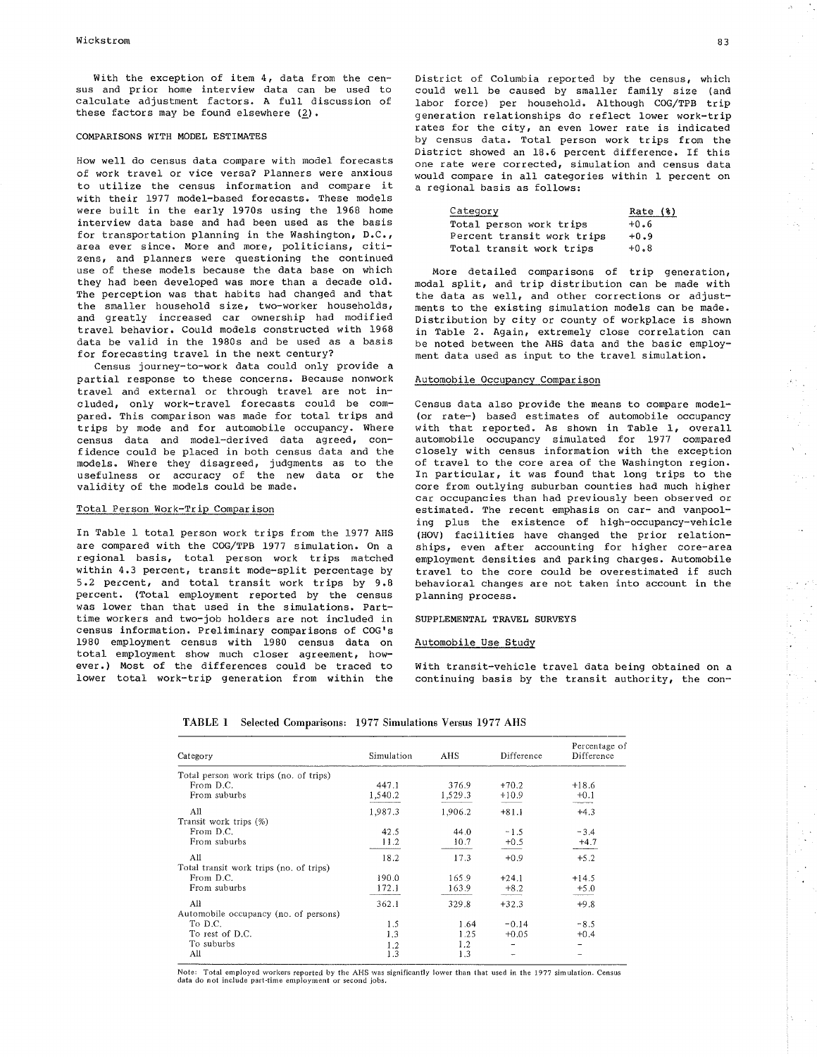With the exception of item 4, data from the census and prior home interview data can be used to calculate adjustment factors. A full discussion of these factors may be found elsewhere (2).

## COMPARISONS WITH MODEL ESTIMATES

How well do census data compare with model forecasts of work travel or vice versa? Planners were anxious to utilize the census information and compare it with their 1977 model-based forecasts. These models were built in the early 1970s using the 1968 home interview data base and had been used as the basis for transportation planning in the Washington, D.C., area ever since. More and more, politicians, citizens, and planners were questioning the continued use of these models because the data base on which they had been developed was more than a decade old. The perception was that habits had changed and that the smaller household size, two-worker households, and greatly increased car ownership had modified travel behavior. Could models constructed with 1968 data be valid in the 1980s and be used as a basis for forecasting travel in the next century?

Census journey-to-work data could only provide a partial response to these concerns. Because nonwork travel and external or through travel are not included, only work-travel forecasts could be compared. This comparison was made for total trips and trips by mode and for automobile occupancy. Where census data and model-derived data agreed, confidence could be placed in both census data and the models. Where they disagreed, judgments as to the usefulness or accuracy of the new data or the validity of the models could be made.

### Total Person Work-Trip Comparison

In Table 1 total person work trips from the 1977 AHS are compared with the COG/TPB 1977 simulation. On a regional basis, total person work trips matched within 4.3 percent, transit mode-split percentage by 5.2 percent, and total transit work trips by 9.8 percent. (Total employment reported by the census was lower than that used in the simulations. Part-time workers and two-job holders are not included in census information. Preliminary comparisons of COG's 1980 employment census with 1980 census data on total employment show much closer agreement, however.) Most of the differences could be traced to lower total work-trip generation from within the District of Columbia reported by the census, which could well be caused by smaller family size (and labor force) per household. Although COG/TPB trip generation relationships do reflect lower work-trip rates for the city, an even lower rate is indicated by census data. Total person work trips from the District showed an 18.6 percent difference. If this one rate were corrected, simulation and census data would compare in all categories within 1 percent on a regional basis as follows:

| Category | Rate (%) |
|---|---|
| Total person work trips | +0.6 |
| Percent transit work trips | +0.9 |
| Total transit work trips | +0.8 |

More detailed comparisons of trip generation, modal split, and trip distribution can be made with the data as well, and other corrections or adjustments to the existing simulation models can be made. Distribution by city or county of workplace is shown in Table 2. Again, extremely close correlation can be noted between the AHS data and the basic employment data used as input to the travel simulation.

### Automobile Occupancy Comparison

Census data also provide the means to compare model- (or rate-) based estimates of automobile occupancy with that reported. As shown in Table 1, overall automobile occupancy simulated for 1977 compared closely with census information with the exception of travel to the core area of the Washington region. In particular, it was found that long trips to the core from outlying suburban counties had much higher car occupancies than had previously been observed or estimated. The recent emphasis on car- and vanpooling plus the existence of high-occupancy-vehicle (HOV) facilities have changed the prior relationships, even after accounting for higher core-area employment densities and parking charges. Automobile travel to the core could be overestimated if such behavioral changes are not taken into account in the planning process.

## SUPPLEMENTAL TRAVEL SURVEYS

### Automobile Use Study

With transit-vehicle travel data being obtained on a continuing basis by the transit authority, the con-

**TABLE 1 Selected Comparisons: 1977 Simulations Versus 1977 AHS**

| Category | Simulation | AHS | Difference | Percentage of Difference |
|---|---|---|---|---|
| Total person work trips (no. of trips) | | | | |
| From D.C. | 447.1 | 376.9 | +70.2 | +18.6 |
| From suburbs | 1,540.2 | 1,529.3 | +10.9 | +0.1 |
| All | 1,987.3 | 1,906.2 | +81.1 | +4.3 |
| Transit work trips (%) | | | | |
| From D.C. | 42.5 | 44.0 | -1.5 | -3.4 |
| From suburbs | 11.2 | 10.7 | +0.5 | +4.7 |
| All | 18.2 | 17.3 | +0.9 | +5.2 |
| Total transit work trips (no. of trips) | | | | |
| From D.C. | 190.0 | 165.9 | +24.1 | +14.5 |
| From suburbs | 172.1 | 163.9 | +8.2 | +5.0 |
| All | 362.1 | 329.8 | +32.3 | +9.8 |
| Automobile occupancy (no. of persons) | | | | |
| To D.C. | 1.5 | 1.64 | -0.14 | -8.5 |
| To rest of D.C. | 1.3 | 1.25 | +0.05 | +0.4 |
| To suburbs | 1.2 | 1.2 | - | - |
| All | 1.3 | 1.3 | - | - |

Note: Total employed workers reported by the AHS was significantly lower than that used in the 1977 simulation. Census data do not include part-time employment or second jobs.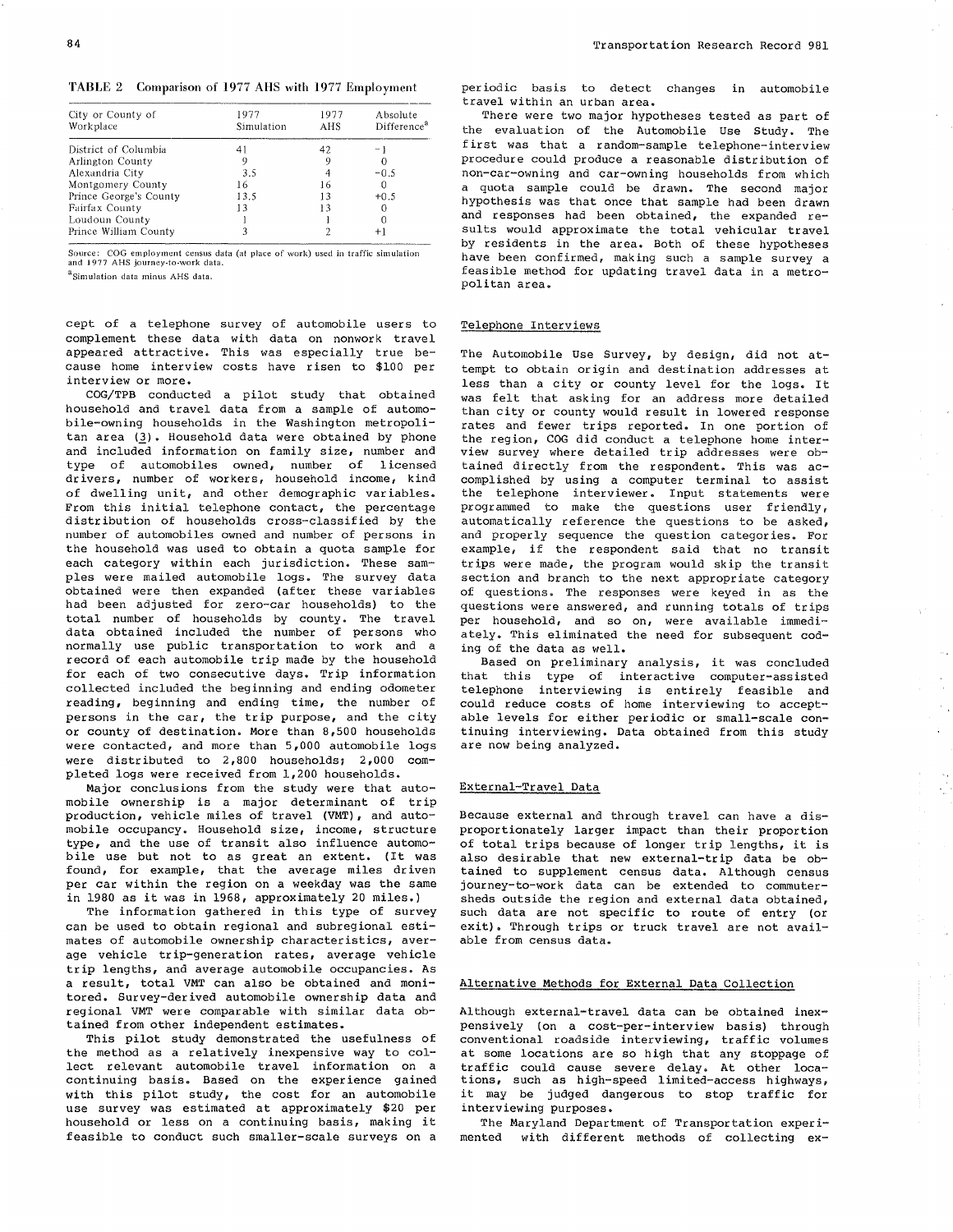TABLE 2 Comparison of 1977 AHS with 1977 Employment

| City or County of Workplace | 1977 Simulation | 1977 AHS | Absolute Difference[a] |
|---|---|---|---|
| District of Columbia | 41 | 42 | -1 |
| Arlington County | 9 | 9 | 0 |
| Alexandria City | 3.5 | 4 | -0.5 |
| Montgomery County | 16 | 16 | 0 |
| Prince George's County | 13.5 | 13 | +0.5 |
| Fairfax County | 13 | 13 | 0 |
| Loudoun County | 1 | 1 | 0 |
| Prince William County | 3 | 2 | +1 |

Source: COG employment census data (at place of work) used in traffic simulation and 1977 AHS journey-to-work data.

[a]Simulation data minus AHS data.

cept of a telephone survey of automobile users to complement these data with data on nonwork travel appeared attractive. This was especially true because home interview costs have risen to $100 per interview or more.

COG/TPB conducted a pilot study that obtained household and travel data from a sample of automobile-owning households in the Washington metropolitan area (3). Household data were obtained by phone and included information on family size, number and type of automobiles owned, number of licensed drivers, number of workers, household income, kind of dwelling unit, and other demographic variables. From this initial telephone contact, the percentage distribution of households cross-classified by the number of automobiles owned and number of persons in the household was used to obtain a quota sample for each category within each jurisdiction. These samples were mailed automobile logs. The survey data obtained were then expanded (after these variables had been adjusted for zero-car households) to the total number of households by county. The travel data obtained included the number of persons who normally use public transportation to work and a record of each automobile trip made by the household for each of two consecutive days. Trip information collected included the beginning and ending odometer reading, beginning and ending time, the number of persons in the car, the trip purpose, and the city or county of destination. More than 8,500 households were contacted, and more than 5,000 automobile logs were distributed to 2,800 households; 2,000 completed logs were received from 1,200 households.

Major conclusions from the study were that automobile ownership is a major determinant of trip production, vehicle miles of travel (VMT), and automobile occupancy. Household size, income, structure type, and the use of transit also influence automobile use but not to as great an extent. (It was found, for example, that the average miles driven per car within the region on a weekday was the same in 1980 as it was in 1968, approximately 20 miles.)

The information gathered in this type of survey can be used to obtain regional and subregional estimates of automobile ownership characteristics, average vehicle trip-generation rates, average vehicle trip lengths, and average automobile occupancies. As a result, total VMT can also be obtained and monitored. Survey-derived automobile ownership data and regional VMT were comparable with similar data obtained from other independent estimates.

This pilot study demonstrated the usefulness of the method as a relatively inexpensive way to collect relevant automobile travel information on a continuing basis. Based on the experience gained with this pilot study, the cost for an automobile use survey was estimated at approximately $20 per household or less on a continuing basis, making it feasible to conduct such smaller-scale surveys on a periodic basis to detect changes in automobile travel within an urban area.

There were two major hypotheses tested as part of the evaluation of the Automobile Use Study. The first was that a random-sample telephone-interview procedure could produce a reasonable distribution of non-car-owning and car-owning households from which a quota sample could be drawn. The second major hypothesis was that once that sample had been drawn and responses had been obtained, the expanded results would approximate the total vehicular travel by residents in the area. Both of these hypotheses have been confirmed, making such a sample survey a feasible method for updating travel data in a metropolitan area.

## Telephone Interviews

The Automobile Use Survey, by design, did not attempt to obtain origin and destination addresses at less than a city or county level for the logs. It was felt that asking for an address more detailed than city or county would result in lowered response rates and fewer trips reported. In one portion of the region, COG did conduct a telephone home interview survey where detailed trip addresses were obtained directly from the respondent. This was accomplished by using a computer terminal to assist the telephone interviewer. Input statements were programmed to make the questions user friendly, automatically reference the questions to be asked, and properly sequence the question categories. For example, if the respondent said that no transit trips were made, the program would skip the transit section and branch to the next appropriate category of questions. The responses were keyed in as the questions were answered, and running totals of trips per household, and so on, were available immediately. This eliminated the need for subsequent coding of the data as well.

Based on preliminary analysis, it was concluded that this type of interactive computer-assisted telephone interviewing is entirely feasible and could reduce costs of home interviewing to acceptable levels for either periodic or small-scale continuing interviewing. Data obtained from this study are now being analyzed.

## External-Travel Data

Because external and through travel can have a disproportionately larger impact than their proportion of total trips because of longer trip lengths, it is also desirable that new external-trip data be obtained to supplement census data. Although census journey-to-work data can be extended to commutersheds outside the region and external data obtained, such data are not specific to route of entry (or exit). Through trips or truck travel are not available from census data.

## Alternative Methods for External Data Collection

Although external-travel data can be obtained inexpensively (on a cost-per-interview basis) through conventional roadside interviewing, traffic volumes at some locations are so high that any stoppage of traffic could cause severe delay. At other locations, such as high-speed limited-access highways, it may be judged dangerous to stop traffic for interviewing purposes.

The Maryland Department of Transportation experimented with different methods of collecting ex-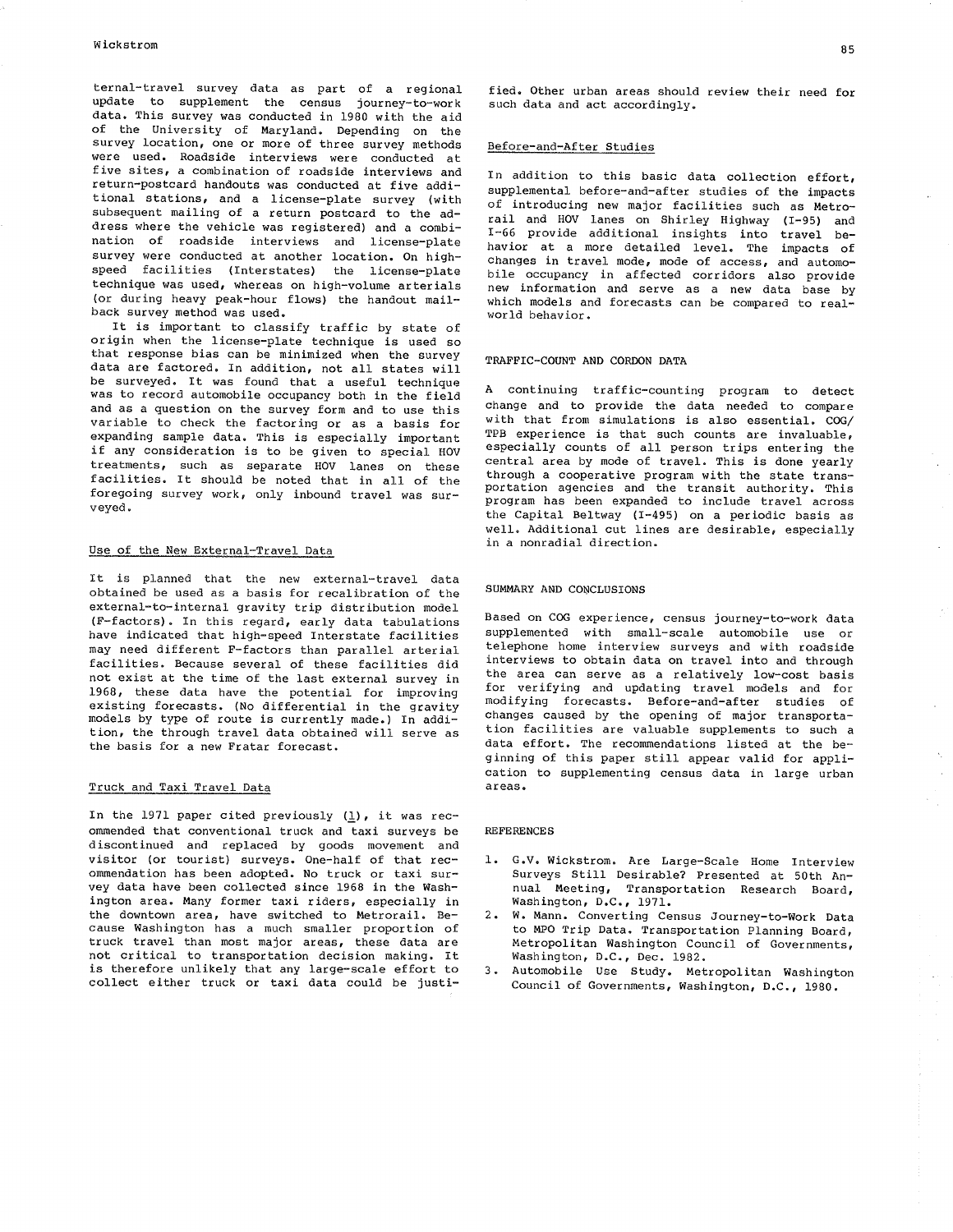ternal-travel survey data as part of a regional update to supplement the census journey-to-work data. This survey was conducted in 1980 with the aid of the University of Maryland. Depending on the survey location, one or more of three survey methods were used. Roadside interviews were conducted at five sites, a combination of roadside interviews and return-postcard handouts was conducted at five additional stations, and a license-plate survey (with subsequent mailing of a return postcard to the address where the vehicle was registered) and a combination of roadside interviews and license-plate survey were conducted at another location. On high-speed facilities (Interstates) the license-plate technique was used, whereas on high-volume arterials (or during heavy peak-hour flows) the handout mail-back survey method was used.

It is important to classify traffic by state of origin when the license-plate technique is used so that response bias can be minimized when the survey data are factored. In addition, not all states will be surveyed. It was found that a useful technique was to record automobile occupancy both in the field and as a question on the survey form and to use this variable to check the factoring or as a basis for expanding sample data. This is especially important if any consideration is to be given to special HOV treatments, such as separate HOV lanes on these facilities. It should be noted that in all of the foregoing survey work, only inbound travel was surveyed.

### Use of the New External-Travel Data

It is planned that the new external-travel data obtained be used as a basis for recalibration of the external-to-internal gravity trip distribution model (F-factors). In this regard, early data tabulations have indicated that high-speed Interstate facilities may need different F-factors than parallel arterial facilities. Because several of these facilities did not exist at the time of the last external survey in 1968, these data have the potential for improving existing forecasts. (No differential in the gravity models by type of route is currently made.) In addition, the through travel data obtained will serve as the basis for a new Fratar forecast.

### Truck and Taxi Travel Data

In the 1971 paper cited previously (1), it was recommended that conventional truck and taxi surveys be discontinued and replaced by goods movement and visitor (or tourist) surveys. One-half of that recommendation has been adopted. No truck or taxi survey data have been collected since 1968 in the Washington area. Many former taxi riders, especially in the downtown area, have switched to Metrorail. Because Washington has a much smaller proportion of truck travel than most major areas, these data are not critical to transportation decision making. It is therefore unlikely that any large-scale effort to collect either truck or taxi data could be justified. Other urban areas should review their need for such data and act accordingly.

### Before-and-After Studies

In addition to this basic data collection effort, supplemental before-and-after studies of the impacts of introducing new major facilities such as Metrorail and HOV lanes on Shirley Highway (I-95) and I-66 provide additional insights into travel behavior at a more detailed level. The impacts of changes in travel mode, mode of access, and automobile occupancy in affected corridors also provide new information and serve as a new data base by which models and forecasts can be compared to real-world behavior.

## TRAFFIC-COUNT AND CORDON DATA

A continuing traffic-counting program to detect change and to provide the data needed to compare with that from simulations is also essential. COG/TPB experience is that such counts are invaluable, especially counts of all person trips entering the central area by mode of travel. This is done yearly through a cooperative program with the state transportation agencies and the transit authority. This program has been expanded to include travel across the Capital Beltway (I-495) on a periodic basis as well. Additional cut lines are desirable, especially in a nonradial direction.

## SUMMARY AND CONCLUSIONS

Based on COG experience, census journey-to-work data supplemented with small-scale automobile use or telephone home interview surveys and with roadside interviews to obtain data on travel into and through the area can serve as a relatively low-cost basis for verifying and updating travel models and for modifying forecasts. Before-and-after studies of changes caused by the opening of major transportation facilities are valuable supplements to such a data effort. The recommendations listed at the beginning of this paper still appear valid for application to supplementing census data in large urban areas.

## REFERENCES

1. G.V. Wickstrom. Are Large-Scale Home Interview Surveys Still Desirable? Presented at 50th Annual Meeting, Transportation Research Board, Washington, D.C., 1971.
2. W. Mann. Converting Census Journey-to-Work Data to MPO Trip Data. Transportation Planning Board, Metropolitan Washington Council of Governments, Washington, D.C., Dec. 1982.
3. Automobile Use Study. Metropolitan Washington Council of Governments, Washington, D.C., 1980.